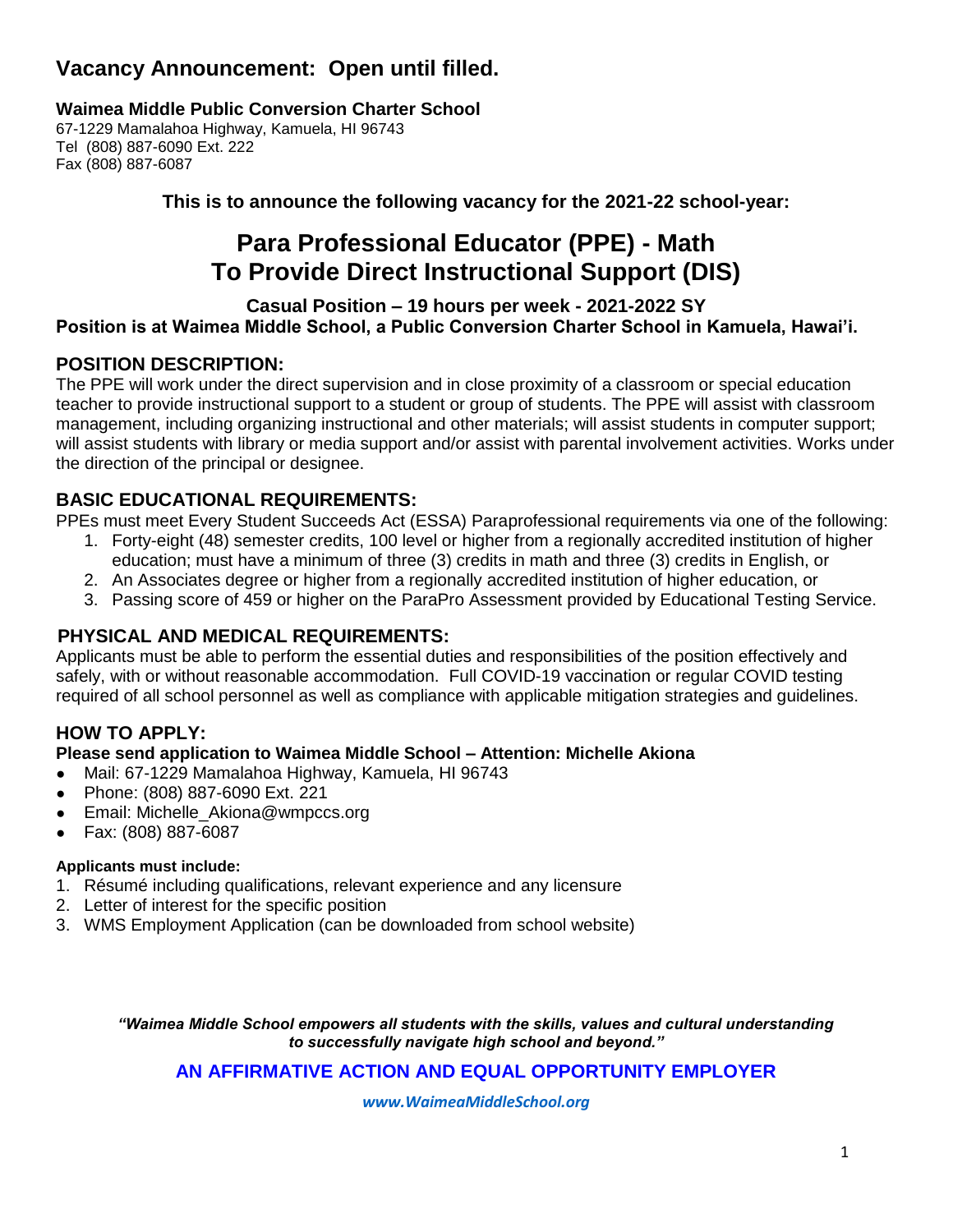# Vacancy Announcement: Open until filled.

**Waimea Middle Public Conversion Charter School**
67-1229 Mamalahoa Highway, Kamuela, HI 96743
Tel (808) 887-6090 Ext. 222
Fax (808) 887-6087

**This is to announce the following vacancy for the 2021-22 school-year:**

## Para Professional Educator (PPE) - Math
## To Provide Direct Instructional Support (DIS)

**Casual Position – 19 hours per week - 2021-2022 SY**
**Position is at Waimea Middle School, a Public Conversion Charter School in Kamuela, Hawai'i.**

### POSITION DESCRIPTION:

The PPE will work under the direct supervision and in close proximity of a classroom or special education teacher to provide instructional support to a student or group of students. The PPE will assist with classroom management, including organizing instructional and other materials; will assist students in computer support; will assist students with library or media support and/or assist with parental involvement activities. Works under the direction of the principal or designee.

### BASIC EDUCATIONAL REQUIREMENTS:

PPEs must meet Every Student Succeeds Act (ESSA) Paraprofessional requirements via one of the following:

1. Forty-eight (48) semester credits, 100 level or higher from a regionally accredited institution of higher education; must have a minimum of three (3) credits in math and three (3) credits in English, or
2. An Associates degree or higher from a regionally accredited institution of higher education, or
3. Passing score of 459 or higher on the ParaPro Assessment provided by Educational Testing Service.

### PHYSICAL AND MEDICAL REQUIREMENTS:

Applicants must be able to perform the essential duties and responsibilities of the position effectively and safely, with or without reasonable accommodation. Full COVID-19 vaccination or regular COVID testing required of all school personnel as well as compliance with applicable mitigation strategies and guidelines.

### HOW TO APPLY:

**Please send application to Waimea Middle School – Attention: Michelle Akiona**

- Mail: 67-1229 Mamalahoa Highway, Kamuela, HI 96743
- Phone: (808) 887-6090 Ext. 221
- Email: Michelle_Akiona@wmpccs.org
- Fax: (808) 887-6087

**Applicants must include:**

1. Résumé including qualifications, relevant experience and any licensure
2. Letter of interest for the specific position
3. WMS Employment Application (can be downloaded from school website)

***"Waimea Middle School empowers all students with the skills, values and cultural understanding to successfully navigate high school and beyond."***

**AN AFFIRMATIVE ACTION AND EQUAL OPPORTUNITY EMPLOYER**

***www.WaimeaMiddleSchool.org***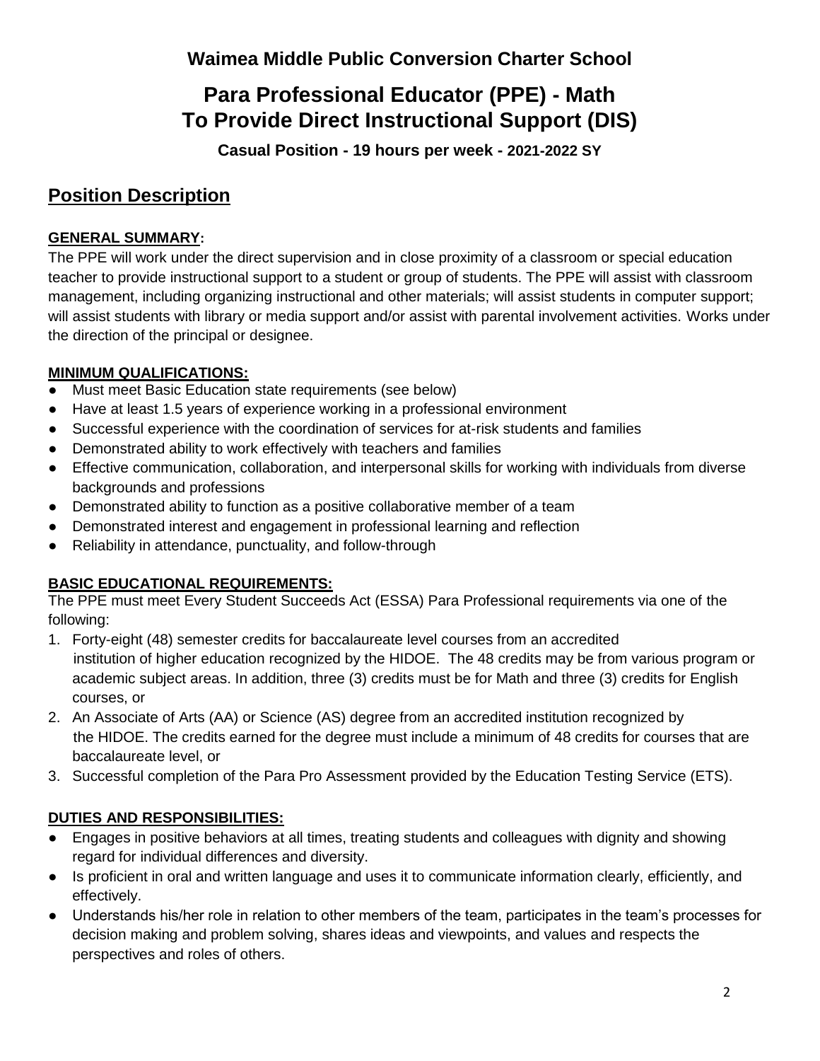# Waimea Middle Public Conversion Charter School

# Para Professional Educator (PPE) - Math
# To Provide Direct Instructional Support (DIS)

**Casual Position - 19 hours per week - 2021-2022 SY**

## Position Description

### GENERAL SUMMARY:

The PPE will work under the direct supervision and in close proximity of a classroom or special education teacher to provide instructional support to a student or group of students. The PPE will assist with classroom management, including organizing instructional and other materials; will assist students in computer support; will assist students with library or media support and/or assist with parental involvement activities. Works under the direction of the principal or designee.

### MINIMUM QUALIFICATIONS:

- Must meet Basic Education state requirements (see below)
- Have at least 1.5 years of experience working in a professional environment
- Successful experience with the coordination of services for at-risk students and families
- Demonstrated ability to work effectively with teachers and families
- Effective communication, collaboration, and interpersonal skills for working with individuals from diverse backgrounds and professions
- Demonstrated ability to function as a positive collaborative member of a team
- Demonstrated interest and engagement in professional learning and reflection
- Reliability in attendance, punctuality, and follow-through

### BASIC EDUCATIONAL REQUIREMENTS:

The PPE must meet Every Student Succeeds Act (ESSA) Para Professional requirements via one of the following:

1. Forty-eight (48) semester credits for baccalaureate level courses from an accredited institution of higher education recognized by the HIDOE. The 48 credits may be from various program or academic subject areas. In addition, three (3) credits must be for Math and three (3) credits for English courses, or
2. An Associate of Arts (AA) or Science (AS) degree from an accredited institution recognized by the HIDOE. The credits earned for the degree must include a minimum of 48 credits for courses that are baccalaureate level, or
3. Successful completion of the Para Pro Assessment provided by the Education Testing Service (ETS).

### DUTIES AND RESPONSIBILITIES:

- Engages in positive behaviors at all times, treating students and colleagues with dignity and showing regard for individual differences and diversity.
- Is proficient in oral and written language and uses it to communicate information clearly, efficiently, and effectively.
- Understands his/her role in relation to other members of the team, participates in the team's processes for decision making and problem solving, shares ideas and viewpoints, and values and respects the perspectives and roles of others.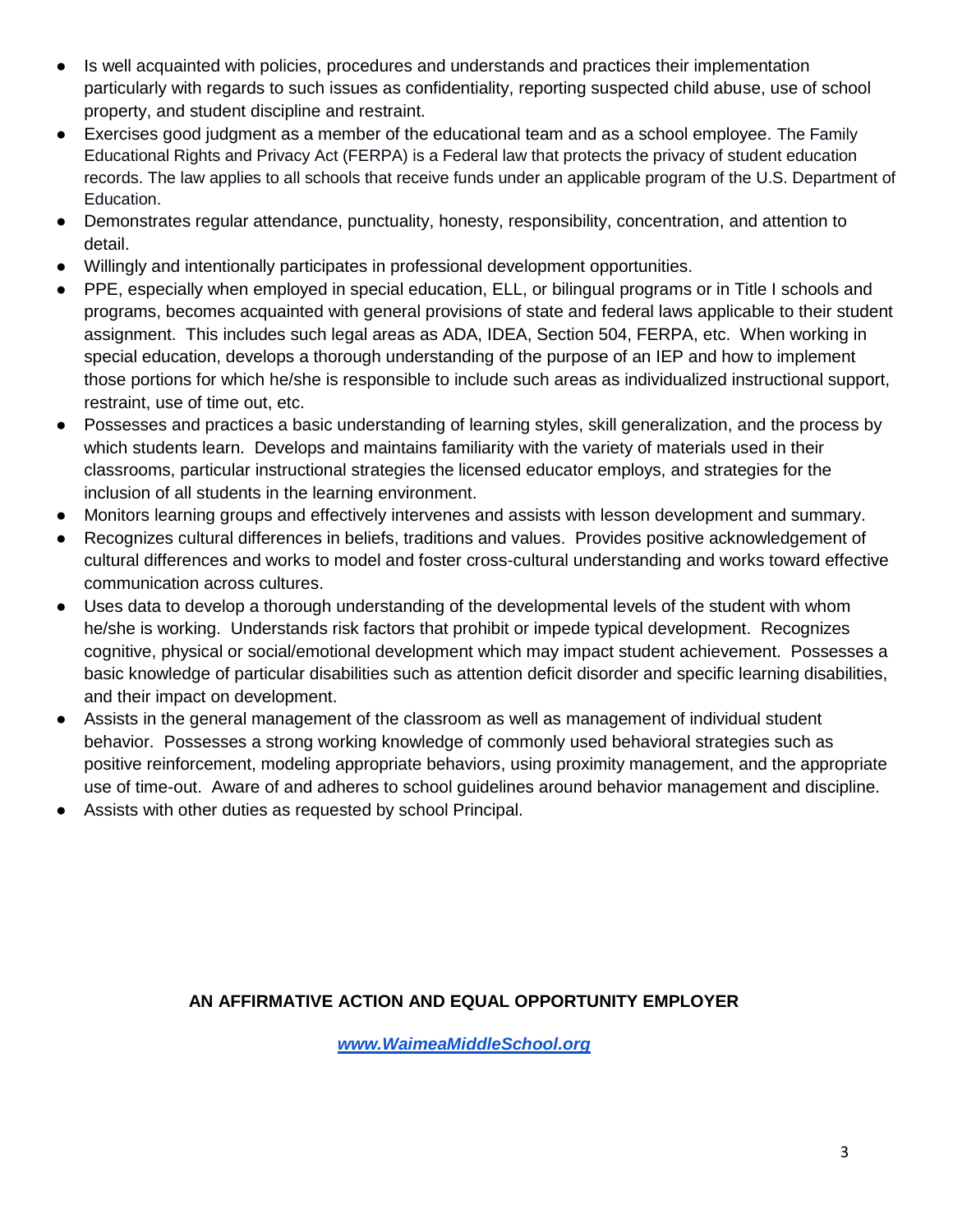- Is well acquainted with policies, procedures and understands and practices their implementation particularly with regards to such issues as confidentiality, reporting suspected child abuse, use of school property, and student discipline and restraint.
- Exercises good judgment as a member of the educational team and as a school employee. The Family Educational Rights and Privacy Act (FERPA) is a Federal law that protects the privacy of student education records. The law applies to all schools that receive funds under an applicable program of the U.S. Department of Education.
- Demonstrates regular attendance, punctuality, honesty, responsibility, concentration, and attention to detail.
- Willingly and intentionally participates in professional development opportunities.
- PPE, especially when employed in special education, ELL, or bilingual programs or in Title I schools and programs, becomes acquainted with general provisions of state and federal laws applicable to their student assignment. This includes such legal areas as ADA, IDEA, Section 504, FERPA, etc. When working in special education, develops a thorough understanding of the purpose of an IEP and how to implement those portions for which he/she is responsible to include such areas as individualized instructional support, restraint, use of time out, etc.
- Possesses and practices a basic understanding of learning styles, skill generalization, and the process by which students learn. Develops and maintains familiarity with the variety of materials used in their classrooms, particular instructional strategies the licensed educator employs, and strategies for the inclusion of all students in the learning environment.
- Monitors learning groups and effectively intervenes and assists with lesson development and summary.
- Recognizes cultural differences in beliefs, traditions and values. Provides positive acknowledgement of cultural differences and works to model and foster cross-cultural understanding and works toward effective communication across cultures.
- Uses data to develop a thorough understanding of the developmental levels of the student with whom he/she is working. Understands risk factors that prohibit or impede typical development. Recognizes cognitive, physical or social/emotional development which may impact student achievement. Possesses a basic knowledge of particular disabilities such as attention deficit disorder and specific learning disabilities, and their impact on development.
- Assists in the general management of the classroom as well as management of individual student behavior. Possesses a strong working knowledge of commonly used behavioral strategies such as positive reinforcement, modeling appropriate behaviors, using proximity management, and the appropriate use of time-out. Aware of and adheres to school guidelines around behavior management and discipline.
- Assists with other duties as requested by school Principal.

**AN AFFIRMATIVE ACTION AND EQUAL OPPORTUNITY EMPLOYER**

***www.WaimeaMiddleSchool.org***